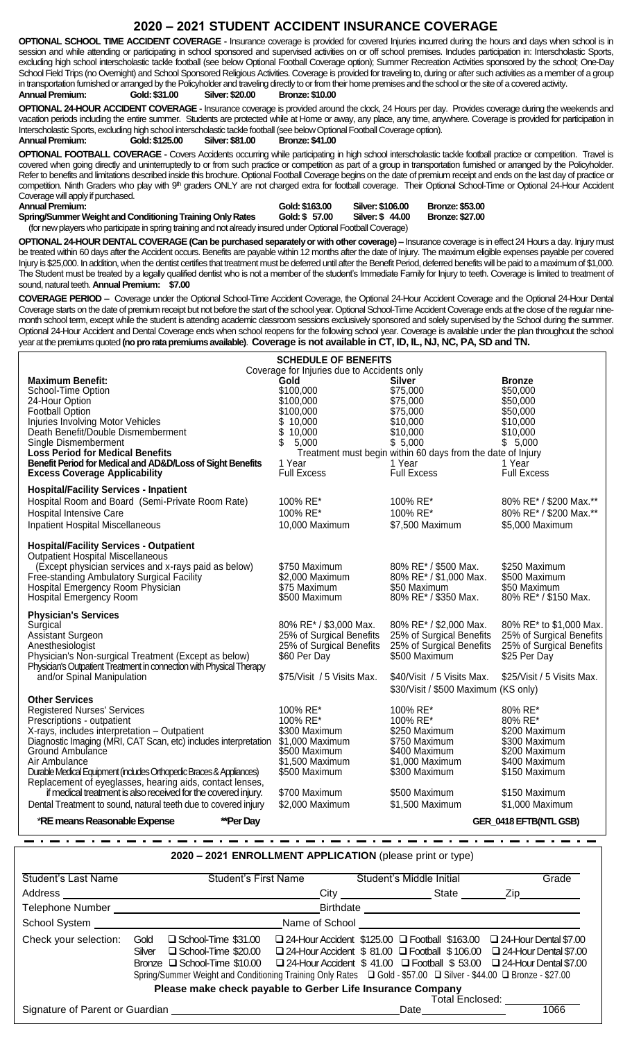# 2020 – 2021 STUDENT ACCIDENT INSURANCE COVERAGE

**OPTIONAL SCHOOL TIME ACCIDENT COVERAGE -** Insurance coverage is provided for covered Injuries incurred during the hours and days when school is in session and while attending or participating in school sponsored and supervised activities on or off school premises. Includes participation in: Interscholastic Sports, excluding high school interscholastic tackle football (see below Optional Football Coverage option); Summer Recreation Activities sponsored by the school; One-Day School Field Trips (no Overnight) and School Sponsored Religious Activities. Coverage is provided for traveling to, during or after such activities as a member of a group in transportation furnished or arranged by the Policyholder and traveling directly to or from their home premises and the school or the site of a covered activity.
**Annual Premium: Gold: $31.00 Silver: $20.00 Bronze: $10.00**

**OPTIONAL 24-HOUR ACCIDENT COVERAGE -** Insurance coverage is provided around the clock, 24 Hours per day. Provides coverage during the weekends and vacation periods including the entire summer. Students are protected while at Home or away, any place, any time, anywhere. Coverage is provided for participation in Interscholastic Sports, excluding high school interscholastic tackle football (see below Optional Football Coverage option).
**Annual Premium: Gold: $125.00 Silver: $81.00 Bronze: $41.00**

**OPTIONAL FOOTBALL COVERAGE -** Covers Accidents occurring while participating in high school interscholastic tackle football practice or competition. Travel is covered when going directly and uninterruptedly to or from such practice or competition as part of a group in transportation furnished or arranged by the Policyholder. Refer to benefits and limitations described inside this brochure. Optional Football Coverage begins on the date of premium receipt and ends on the last day of practice or competition. Ninth Graders who play with 9th graders ONLY are not charged extra for football coverage. Their Optional School-Time or Optional 24-Hour Accident Coverage will apply if purchased.

| **Annual Premium:** | **Gold: $163.00** | **Silver: $106.00** | **Bronze: $53.00** |
|---|---|---|---|
| **Spring/Summer Weight and Conditioning Training Only Rates** | **Gold: $ 57.00** | **Silver: $ 44.00** | **Bronze: $27.00** |

(for new players who participate in spring training and not already insured under Optional Football Coverage)

**OPTIONAL 24-HOUR DENTAL COVERAGE (Can be purchased separately or with other coverage) –** Insurance coverage is in effect 24 Hours a day. Injury must be treated within 60 days after the Accident occurs. Benefits are payable within 12 months after the date of Injury. The maximum eligible expenses payable per covered Injury is $25,000. In addition, when the dentist certifies that treatment must be deferred until after the Benefit Period, deferred benefits will be paid to a maximum of $1,000. The Student must be treated by a legally qualified dentist who is not a member of the student's Immediate Family for Injury to teeth. Coverage is limited to treatment of sound, natural teeth. **Annual Premium: $7.00**

**COVERAGE PERIOD –** Coverage under the Optional School-Time Accident Coverage, the Optional 24-Hour Accident Coverage and the Optional 24-Hour Dental Coverage starts on the date of premium receipt but not before the start of the school year. Optional School-Time Accident Coverage ends at the close of the regular nine-month school term, except while the student is attending academic classroom sessions exclusively sponsored and solely supervised by the School during the summer. Optional 24-Hour Accident and Dental Coverage ends when school reopens for the following school year. Coverage is available under the plan throughout the school year at the premiums quoted **(no pro rata premiums available)**. **Coverage is not available in CT, ID, IL, NJ, NC, PA, SD and TN.**

## SCHEDULE OF BENEFITS

Coverage for Injuries due to Accidents only

| **Maximum Benefit:** | **Gold** | **Silver** | **Bronze** |
|---|---|---|---|
| School-Time Option | $100,000 | $75,000 | $50,000 |
| 24-Hour Option | $100,000 | $75,000 | $50,000 |
| Football Option | $100,000 | $75,000 | $50,000 |
| Injuries Involving Motor Vehicles | $ 10,000 | $10,000 | $10,000 |
| Death Benefit/Double Dismemberment | $ 10,000 | $10,000 | $10,000 |
| Single Dismemberment | $ 5,000 | $ 5,000 | $ 5,000 |
| **Loss Period for Medical Benefits** | Treatment must begin within 60 days from the date of Injury | | |
| **Benefit Period for Medical and AD&D/Loss of Sight Benefits** | 1 Year | 1 Year | 1 Year |
| **Excess Coverage Applicability** | Full Excess | Full Excess | Full Excess |
| **Hospital/Facility Services - Inpatient** | | | |
| Hospital Room and Board (Semi-Private Room Rate) | 100% RE* | 100% RE* | 80% RE* / $200 Max.** |
| Hospital Intensive Care | 100% RE* | 100% RE* | 80% RE* / $200 Max.** |
| Inpatient Hospital Miscellaneous | 10,000 Maximum | $7,500 Maximum | $5,000 Maximum |
| **Hospital/Facility Services - Outpatient** | | | |
| Outpatient Hospital Miscellaneous (Except physician services and x-rays paid as below) | $750 Maximum | 80% RE* / $500 Max. | $250 Maximum |
| Free-standing Ambulatory Surgical Facility | $2,000 Maximum | 80% RE* / $1,000 Max. | $500 Maximum |
| Hospital Emergency Room Physician | $75 Maximum | $50 Maximum | $50 Maximum |
| Hospital Emergency Room | $500 Maximum | 80% RE* / $350 Max. | 80% RE* / $150 Max. |
| **Physician's Services** | | | |
| Surgical | 80% RE* / $3,000 Max. | 80% RE* / $2,000 Max. | 80% RE* to $1,000 Max. |
| Assistant Surgeon | 25% of Surgical Benefits | 25% of Surgical Benefits | 25% of Surgical Benefits |
| Anesthesiologist | 25% of Surgical Benefits | 25% of Surgical Benefits | 25% of Surgical Benefits |
| Physician's Non-surgical Treatment (Except as below) | $60 Per Day | $500 Maximum | $25 Per Day |
| Physician's Outpatient Treatment in connection with Physical Therapy and/or Spinal Manipulation | $75/Visit / 5 Visits Max. | $40/Visit / 5 Visits Max. $30/Visit / $500 Maximum (KS only) | $25/Visit / 5 Visits Max. |
| **Other Services** | | | |
| Registered Nurses' Services | 100% RE* | 100% RE* | 80% RE* |
| Prescriptions - outpatient | 100% RE* | 100% RE* | 80% RE* |
| X-rays, includes interpretation – Outpatient | $300 Maximum | $250 Maximum | $200 Maximum |
| Diagnostic Imaging (MRI, CAT Scan, etc) includes interpretation | $1,000 Maximum | $750 Maximum | $300 Maximum |
| Ground Ambulance | $500 Maximum | $400 Maximum | $200 Maximum |
| Air Ambulance | $1,500 Maximum | $1,000 Maximum | $400 Maximum |
| Durable Medical Equipment (includes Orthopedic Braces & Appliances) | $500 Maximum | $300 Maximum | $150 Maximum |
| Replacement of eyeglasses, hearing aids, contact lenses, if medical treatment is also received for the covered injury. | $700 Maximum | $500 Maximum | $150 Maximum |
| Dental Treatment to sound, natural teeth due to covered injury | $2,000 Maximum | $1,500 Maximum | $1,000 Maximum |

***RE means Reasonable Expense** ****Per Day**

GER_0418 EFTB(NTL GSB)

## 2020 – 2021 ENROLLMENT APPLICATION (please print or type)

Student's Last Name ______ Student's First Name ______ Student's Middle Initial ______ Grade ______

Address ______ City ______ State ______ Zip ______

Telephone Number ______ Birthdate ______

School System ______ Name of School ______

Check your selection:

| | | | | |
|---|---|---|---|---|
| Gold | ☐ School-Time $31.00 | ☐ 24-Hour Accident $125.00 | ☐ Football $163.00 | ☐ 24-Hour Dental $7.00 |
| Silver | ☐ School-Time $20.00 | ☐ 24-Hour Accident $ 81.00 | ☐ Football $ 106.00 | ☐ 24-Hour Dental $7.00 |
| Bronze | ☐ School-Time $10.00 | ☐ 24-Hour Accident $ 41.00 | ☐ Football $ 53.00 | ☐ 24-Hour Dental $7.00 |

Spring/Summer Weight and Conditioning Training Only Rates ☐ Gold - $57.00 ☐ Silver - $44.00 ☐ Bronze - $27.00

**Please make check payable to Gerber Life Insurance Company**

Total Enclosed: ______

Signature of Parent or Guardian ______ Date ______

1066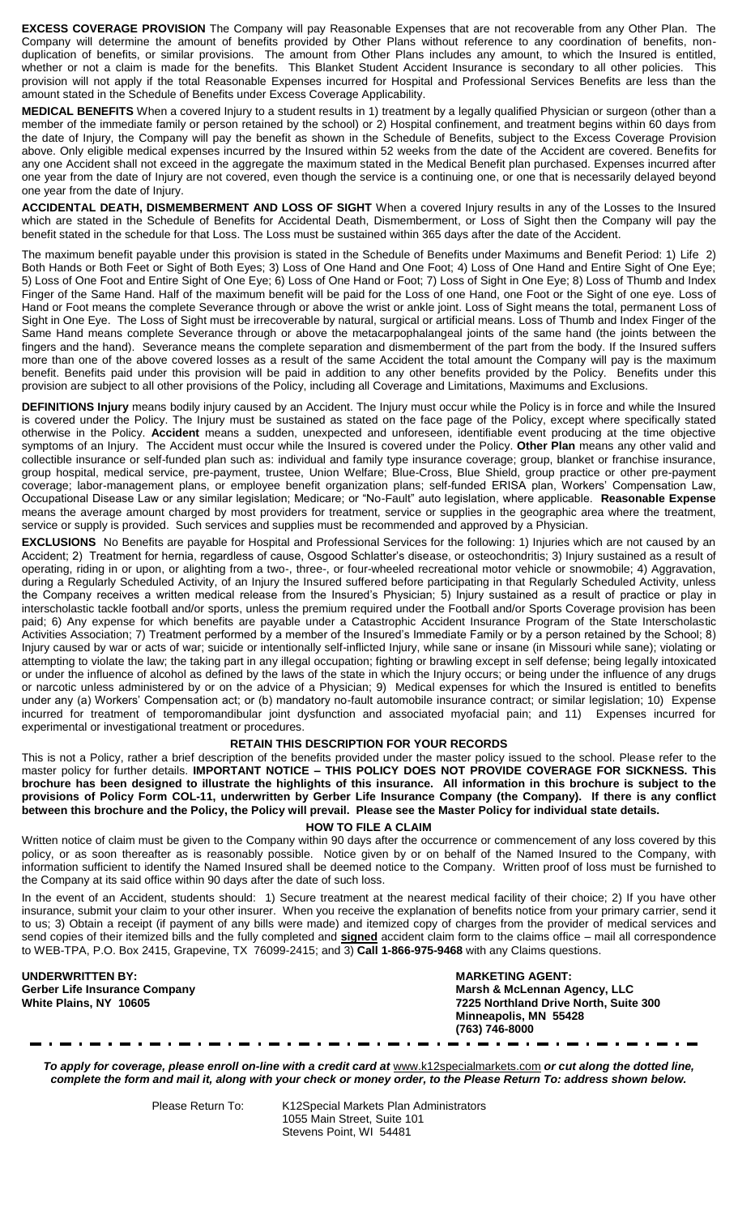**EXCESS COVERAGE PROVISION** The Company will pay Reasonable Expenses that are not recoverable from any Other Plan. The Company will determine the amount of benefits provided by Other Plans without reference to any coordination of benefits, non-duplication of benefits, or similar provisions. The amount from Other Plans includes any amount, to which the Insured is entitled, whether or not a claim is made for the benefits. This Blanket Student Accident Insurance is secondary to all other policies. This provision will not apply if the total Reasonable Expenses incurred for Hospital and Professional Services Benefits are less than the amount stated in the Schedule of Benefits under Excess Coverage Applicability.

**MEDICAL BENEFITS** When a covered Injury to a student results in 1) treatment by a legally qualified Physician or surgeon (other than a member of the immediate family or person retained by the school) or 2) Hospital confinement, and treatment begins within 60 days from the date of Injury, the Company will pay the benefit as shown in the Schedule of Benefits, subject to the Excess Coverage Provision above. Only eligible medical expenses incurred by the Insured within 52 weeks from the date of the Accident are covered. Benefits for any one Accident shall not exceed in the aggregate the maximum stated in the Medical Benefit plan purchased. Expenses incurred after one year from the date of Injury are not covered, even though the service is a continuing one, or one that is necessarily delayed beyond one year from the date of Injury.

**ACCIDENTAL DEATH, DISMEMBERMENT AND LOSS OF SIGHT** When a covered Injury results in any of the Losses to the Insured which are stated in the Schedule of Benefits for Accidental Death, Dismemberment, or Loss of Sight then the Company will pay the benefit stated in the schedule for that Loss. The Loss must be sustained within 365 days after the date of the Accident.

The maximum benefit payable under this provision is stated in the Schedule of Benefits under Maximums and Benefit Period: 1) Life 2) Both Hands or Both Feet or Sight of Both Eyes; 3) Loss of One Hand and One Foot; 4) Loss of One Hand and Entire Sight of One Eye; 5) Loss of One Foot and Entire Sight of One Eye; 6) Loss of One Hand or Foot; 7) Loss of Sight in One Eye; 8) Loss of Thumb and Index Finger of the Same Hand. Half of the maximum benefit will be paid for the Loss of one Hand, one Foot or the Sight of one eye. Loss of Hand or Foot means the complete Severance through or above the wrist or ankle joint. Loss of Sight means the total, permanent Loss of Sight in One Eye. The Loss of Sight must be irrecoverable by natural, surgical or artificial means. Loss of Thumb and Index Finger of the Same Hand means complete Severance through or above the metacarpophalangeal joints of the same hand (the joints between the fingers and the hand). Severance means the complete separation and dismemberment of the part from the body. If the Insured suffers more than one of the above covered losses as a result of the same Accident the total amount the Company will pay is the maximum benefit. Benefits paid under this provision will be paid in addition to any other benefits provided by the Policy. Benefits under this provision are subject to all other provisions of the Policy, including all Coverage and Limitations, Maximums and Exclusions.

**DEFINITIONS Injury** means bodily injury caused by an Accident. The Injury must occur while the Policy is in force and while the Insured is covered under the Policy. The Injury must be sustained as stated on the face page of the Policy, except where specifically stated otherwise in the Policy. **Accident** means a sudden, unexpected and unforeseen, identifiable event producing at the time objective symptoms of an Injury. The Accident must occur while the Insured is covered under the Policy. **Other Plan** means any other valid and collectible insurance or self-funded plan such as: individual and family type insurance coverage; group, blanket or franchise insurance, group hospital, medical service, pre-payment, trustee, Union Welfare; Blue-Cross, Blue Shield, group practice or other pre-payment coverage; labor-management plans, or employee benefit organization plans; self-funded ERISA plan, Workers' Compensation Law, Occupational Disease Law or any similar legislation; Medicare; or "No-Fault" auto legislation, where applicable. **Reasonable Expense** means the average amount charged by most providers for treatment, service or supplies in the geographic area where the treatment, service or supply is provided. Such services and supplies must be recommended and approved by a Physician.

**EXCLUSIONS** No Benefits are payable for Hospital and Professional Services for the following: 1) Injuries which are not caused by an Accident; 2) Treatment for hernia, regardless of cause, Osgood Schlatter's disease, or osteochondritis; 3) Injury sustained as a result of operating, riding in or upon, or alighting from a two-, three-, or four-wheeled recreational motor vehicle or snowmobile; 4) Aggravation, during a Regularly Scheduled Activity, of an Injury the Insured suffered before participating in that Regularly Scheduled Activity, unless the Company receives a written medical release from the Insured's Physician; 5) Injury sustained as a result of practice or play in interscholastic tackle football and/or sports, unless the premium required under the Football and/or Sports Coverage provision has been paid; 6) Any expense for which benefits are payable under a Catastrophic Accident Insurance Program of the State Interscholastic Activities Association; 7) Treatment performed by a member of the Insured's Immediate Family or by a person retained by the School; 8) Injury caused by war or acts of war; suicide or intentionally self-inflicted Injury, while sane or insane (in Missouri while sane); violating or attempting to violate the law; the taking part in any illegal occupation; fighting or brawling except in self defense; being legally intoxicated or under the influence of alcohol as defined by the laws of the state in which the Injury occurs; or being under the influence of any drugs or narcotic unless administered by or on the advice of a Physician; 9) Medical expenses for which the Insured is entitled to benefits under any (a) Workers' Compensation act; or (b) mandatory no-fault automobile insurance contract; or similar legislation; 10) Expense incurred for treatment of temporomandibular joint dysfunction and associated myofacial pain; and 11) Expenses incurred for experimental or investigational treatment or procedures.

## RETAIN THIS DESCRIPTION FOR YOUR RECORDS

This is not a Policy, rather a brief description of the benefits provided under the master policy issued to the school. Please refer to the master policy for further details. **IMPORTANT NOTICE – THIS POLICY DOES NOT PROVIDE COVERAGE FOR SICKNESS. This brochure has been designed to illustrate the highlights of this insurance. All information in this brochure is subject to the provisions of Policy Form COL-11, underwritten by Gerber Life Insurance Company (the Company). If there is any conflict between this brochure and the Policy, the Policy will prevail. Please see the Master Policy for individual state details.**

## HOW TO FILE A CLAIM

Written notice of claim must be given to the Company within 90 days after the occurrence or commencement of any loss covered by this policy, or as soon thereafter as is reasonably possible. Notice given by or on behalf of the Named Insured to the Company, with information sufficient to identify the Named Insured shall be deemed notice to the Company. Written proof of loss must be furnished to the Company at its said office within 90 days after the date of such loss.

In the event of an Accident, students should: 1) Secure treatment at the nearest medical facility of their choice; 2) If you have other insurance, submit your claim to your other insurer. When you receive the explanation of benefits notice from your primary carrier, send it to us; 3) Obtain a receipt (if payment of any bills were made) and itemized copy of charges from the provider of medical services and send copies of their itemized bills and the fully completed and **signed** accident claim form to the claims office – mail all correspondence to WEB-TPA, P.O. Box 2415, Grapevine, TX 76099-2415; and 3) **Call 1-866-975-9468** with any Claims questions.

**UNDERWRITTEN BY:**
**Gerber Life Insurance Company**
**White Plains, NY 10605**

**MARKETING AGENT:**
**Marsh & McLennan Agency, LLC**
**7225 Northland Drive North, Suite 300**
**Minneapolis, MN 55428**
**(763) 746-8000**

***To apply for coverage, please enroll on-line with a credit card at*** www.k12specialmarkets.com ***or cut along the dotted line, complete the form and mail it, along with your check or money order, to the Please Return To: address shown below.***

Please Return To: K12Special Markets Plan Administrators
1055 Main Street, Suite 101
Stevens Point, WI 54481